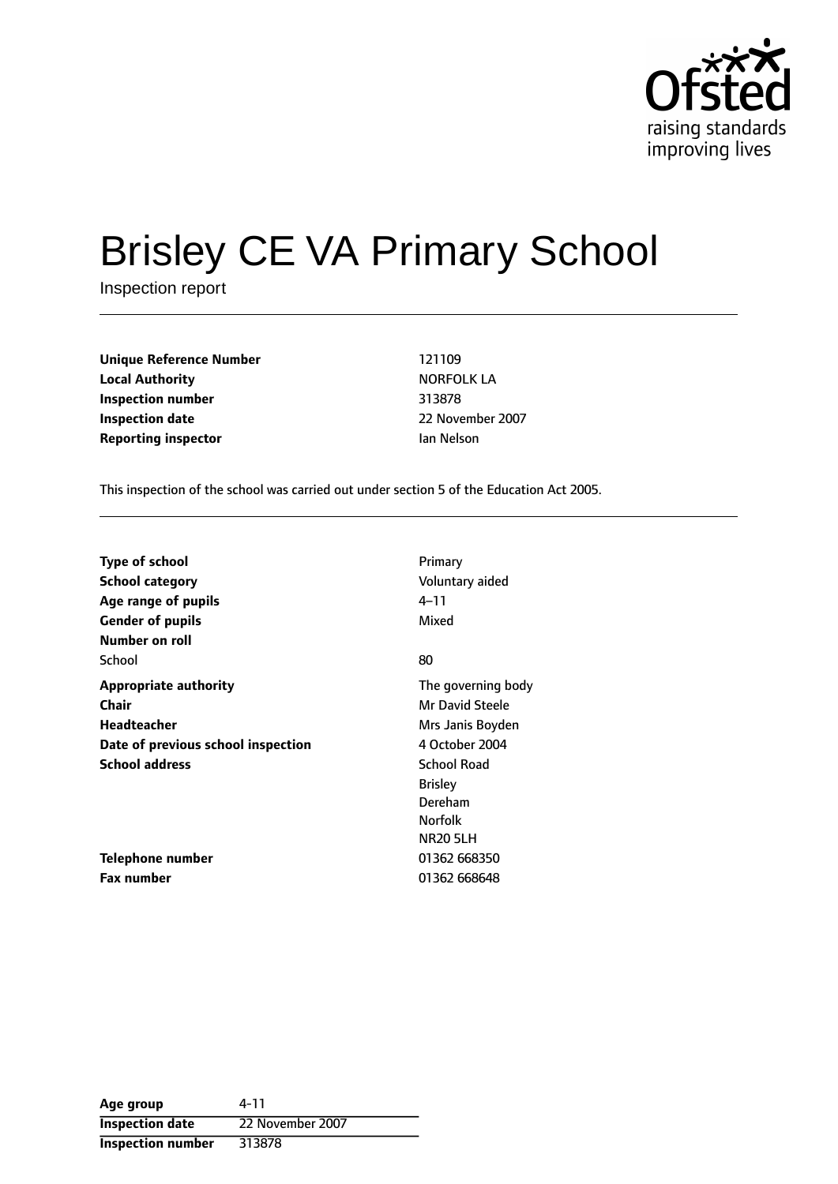# Brisley CE VA Primary School

Inspection report

| | |
|---|---|
| **Unique Reference Number** | 121109 |
| **Local Authority** | NORFOLK LA |
| **Inspection number** | 313878 |
| **Inspection date** | 22 November 2007 |
| **Reporting inspector** | Ian Nelson |

This inspection of the school was carried out under section 5 of the Education Act 2005.

| | |
|---|---|
| **Type of school** | Primary |
| **School category** | Voluntary aided |
| **Age range of pupils** | 4–11 |
| **Gender of pupils** | Mixed |
| **Number on roll** | |
| School | 80 |
| **Appropriate authority** | The governing body |
| **Chair** | Mr David Steele |
| **Headteacher** | Mrs Janis Boyden |
| **Date of previous school inspection** | 4 October 2004 |
| **School address** | School Road<br>Brisley<br>Dereham<br>Norfolk<br>NR20 5LH |
| **Telephone number** | 01362 668350 |
| **Fax number** | 01362 668648 |

| | |
|---|---|
| **Age group** | 4-11 |
| **Inspection date** | 22 November 2007 |
| **Inspection number** | 313878 |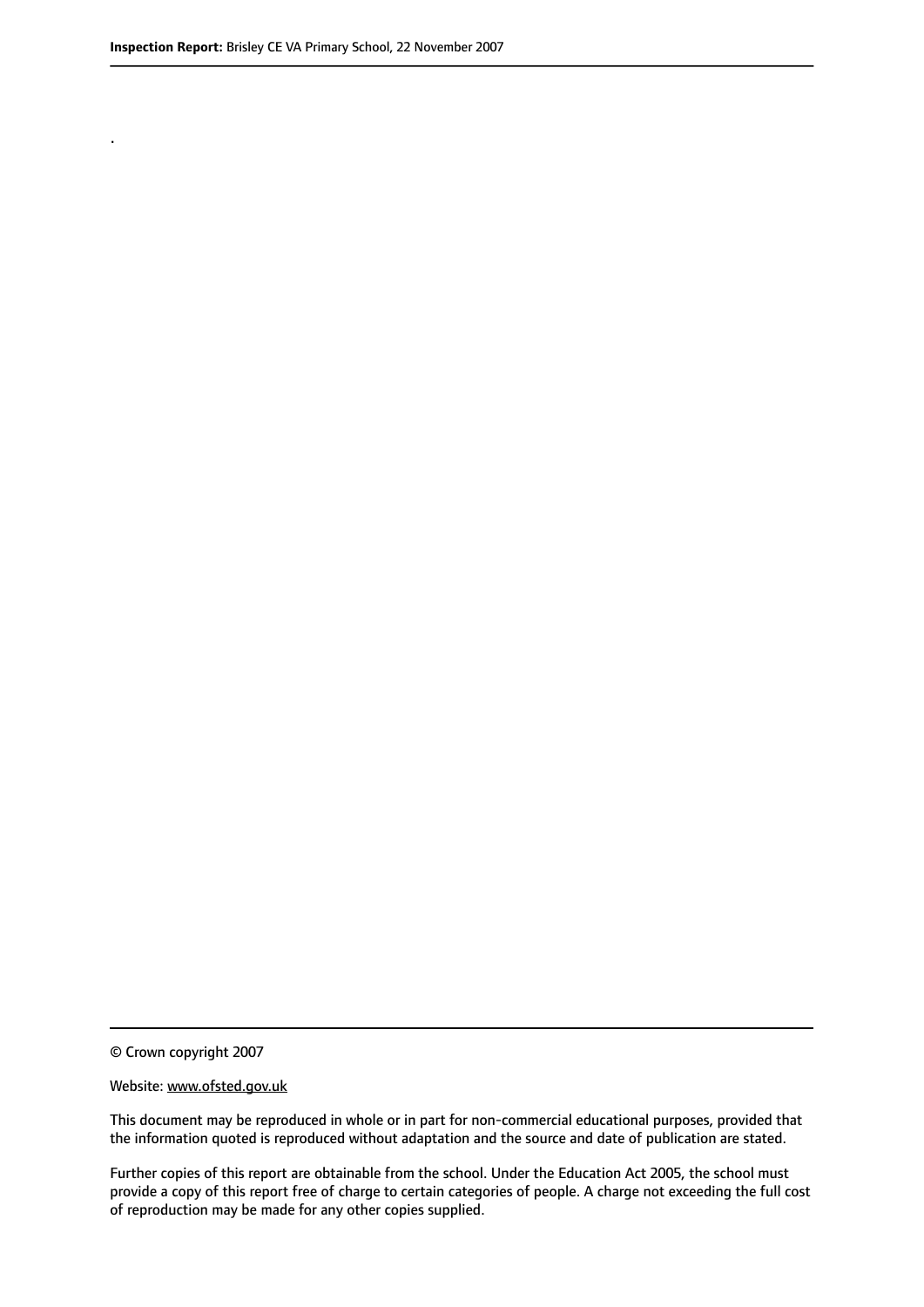.

© Crown copyright 2007

Website: www.ofsted.gov.uk

This document may be reproduced in whole or in part for non-commercial educational purposes, provided that the information quoted is reproduced without adaptation and the source and date of publication are stated.

Further copies of this report are obtainable from the school. Under the Education Act 2005, the school must provide a copy of this report free of charge to certain categories of people. A charge not exceeding the full cost of reproduction may be made for any other copies supplied.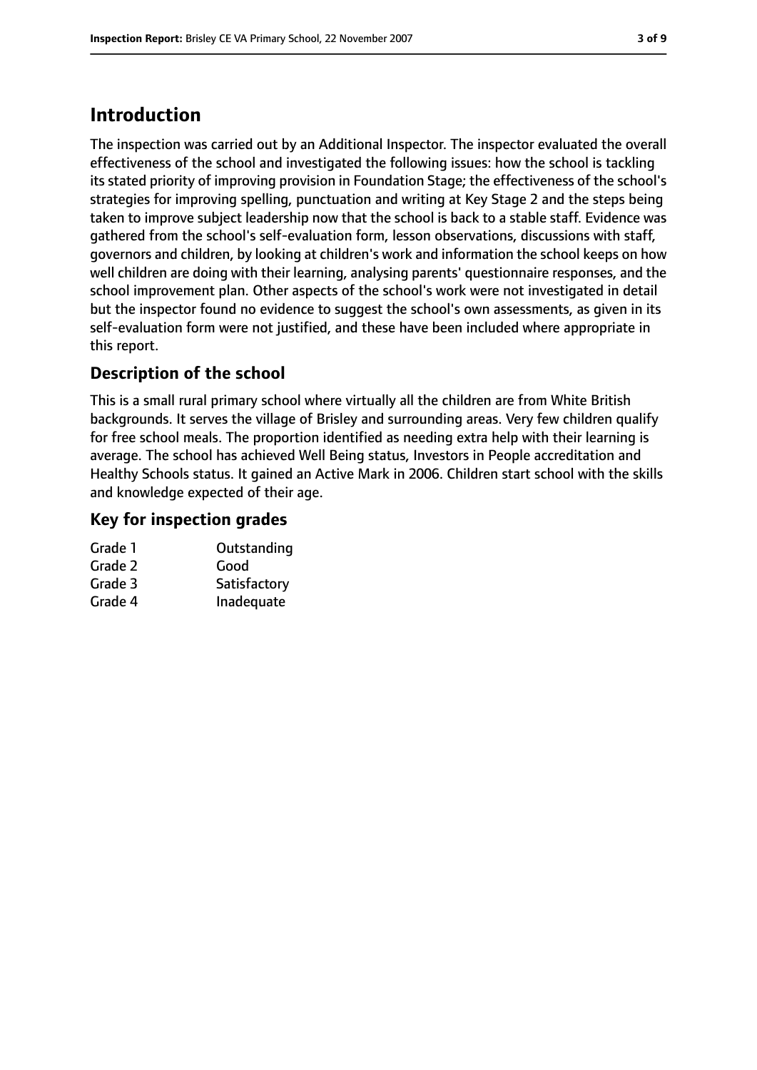# Introduction

The inspection was carried out by an Additional Inspector. The inspector evaluated the overall effectiveness of the school and investigated the following issues: how the school is tackling its stated priority of improving provision in Foundation Stage; the effectiveness of the school's strategies for improving spelling, punctuation and writing at Key Stage 2 and the steps being taken to improve subject leadership now that the school is back to a stable staff. Evidence was gathered from the school's self-evaluation form, lesson observations, discussions with staff, governors and children, by looking at children's work and information the school keeps on how well children are doing with their learning, analysing parents' questionnaire responses, and the school improvement plan. Other aspects of the school's work were not investigated in detail but the inspector found no evidence to suggest the school's own assessments, as given in its self-evaluation form were not justified, and these have been included where appropriate in this report.

## Description of the school

This is a small rural primary school where virtually all the children are from White British backgrounds. It serves the village of Brisley and surrounding areas. Very few children qualify for free school meals. The proportion identified as needing extra help with their learning is average. The school has achieved Well Being status, Investors in People accreditation and Healthy Schools status. It gained an Active Mark in 2006. Children start school with the skills and knowledge expected of their age.

## Key for inspection grades

| | |
|---|---|
| Grade 1 | Outstanding |
| Grade 2 | Good |
| Grade 3 | Satisfactory |
| Grade 4 | Inadequate |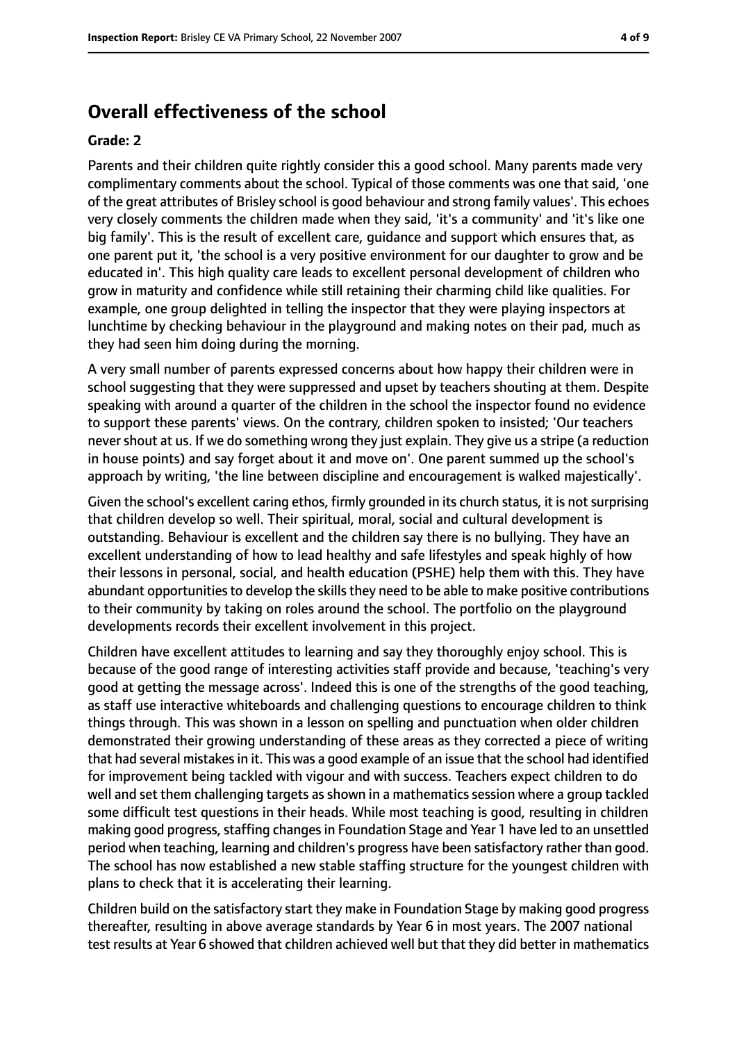## Overall effectiveness of the school

### Grade: 2

Parents and their children quite rightly consider this a good school. Many parents made very complimentary comments about the school. Typical of those comments was one that said, 'one of the great attributes of Brisley school is good behaviour and strong family values'. This echoes very closely comments the children made when they said, 'it's a community' and 'it's like one big family'. This is the result of excellent care, guidance and support which ensures that, as one parent put it, 'the school is a very positive environment for our daughter to grow and be educated in'. This high quality care leads to excellent personal development of children who grow in maturity and confidence while still retaining their charming child like qualities. For example, one group delighted in telling the inspector that they were playing inspectors at lunchtime by checking behaviour in the playground and making notes on their pad, much as they had seen him doing during the morning.

A very small number of parents expressed concerns about how happy their children were in school suggesting that they were suppressed and upset by teachers shouting at them. Despite speaking with around a quarter of the children in the school the inspector found no evidence to support these parents' views. On the contrary, children spoken to insisted; 'Our teachers never shout at us. If we do something wrong they just explain. They give us a stripe (a reduction in house points) and say forget about it and move on'. One parent summed up the school's approach by writing, 'the line between discipline and encouragement is walked majestically'.

Given the school's excellent caring ethos, firmly grounded in its church status, it is not surprising that children develop so well. Their spiritual, moral, social and cultural development is outstanding. Behaviour is excellent and the children say there is no bullying. They have an excellent understanding of how to lead healthy and safe lifestyles and speak highly of how their lessons in personal, social, and health education (PSHE) help them with this. They have abundant opportunities to develop the skills they need to be able to make positive contributions to their community by taking on roles around the school. The portfolio on the playground developments records their excellent involvement in this project.

Children have excellent attitudes to learning and say they thoroughly enjoy school. This is because of the good range of interesting activities staff provide and because, 'teaching's very good at getting the message across'. Indeed this is one of the strengths of the good teaching, as staff use interactive whiteboards and challenging questions to encourage children to think things through. This was shown in a lesson on spelling and punctuation when older children demonstrated their growing understanding of these areas as they corrected a piece of writing that had several mistakes in it. This was a good example of an issue that the school had identified for improvement being tackled with vigour and with success. Teachers expect children to do well and set them challenging targets as shown in a mathematics session where a group tackled some difficult test questions in their heads. While most teaching is good, resulting in children making good progress, staffing changes in Foundation Stage and Year 1 have led to an unsettled period when teaching, learning and children's progress have been satisfactory rather than good. The school has now established a new stable staffing structure for the youngest children with plans to check that it is accelerating their learning.

Children build on the satisfactory start they make in Foundation Stage by making good progress thereafter, resulting in above average standards by Year 6 in most years. The 2007 national test results at Year 6 showed that children achieved well but that they did better in mathematics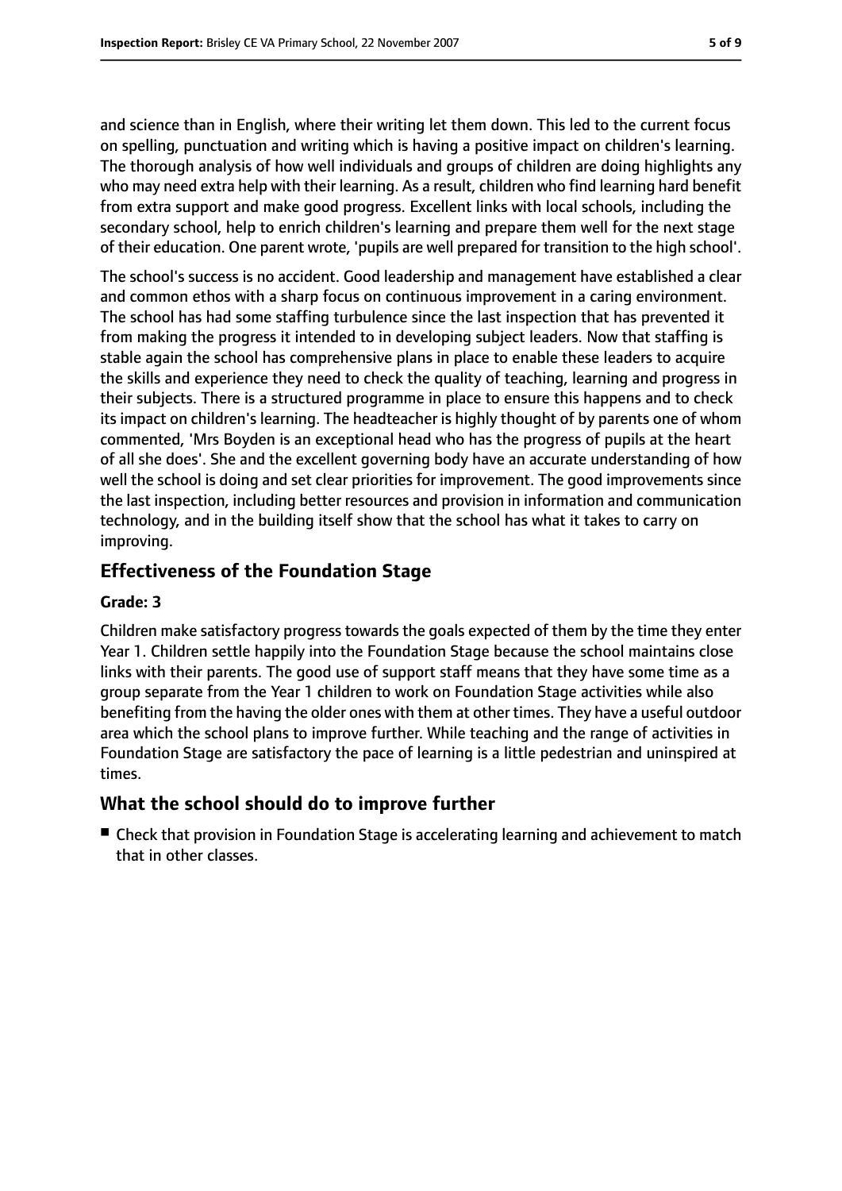and science than in English, where their writing let them down. This led to the current focus on spelling, punctuation and writing which is having a positive impact on children's learning. The thorough analysis of how well individuals and groups of children are doing highlights any who may need extra help with their learning. As a result, children who find learning hard benefit from extra support and make good progress. Excellent links with local schools, including the secondary school, help to enrich children's learning and prepare them well for the next stage of their education. One parent wrote, 'pupils are well prepared for transition to the high school'.

The school's success is no accident. Good leadership and management have established a clear and common ethos with a sharp focus on continuous improvement in a caring environment. The school has had some staffing turbulence since the last inspection that has prevented it from making the progress it intended to in developing subject leaders. Now that staffing is stable again the school has comprehensive plans in place to enable these leaders to acquire the skills and experience they need to check the quality of teaching, learning and progress in their subjects. There is a structured programme in place to ensure this happens and to check its impact on children's learning. The headteacher is highly thought of by parents one of whom commented, 'Mrs Boyden is an exceptional head who has the progress of pupils at the heart of all she does'. She and the excellent governing body have an accurate understanding of how well the school is doing and set clear priorities for improvement. The good improvements since the last inspection, including better resources and provision in information and communication technology, and in the building itself show that the school has what it takes to carry on improving.

## Effectiveness of the Foundation Stage

### Grade: 3

Children make satisfactory progress towards the goals expected of them by the time they enter Year 1. Children settle happily into the Foundation Stage because the school maintains close links with their parents. The good use of support staff means that they have some time as a group separate from the Year 1 children to work on Foundation Stage activities while also benefiting from the having the older ones with them at other times. They have a useful outdoor area which the school plans to improve further. While teaching and the range of activities in Foundation Stage are satisfactory the pace of learning is a little pedestrian and uninspired at times.

## What the school should do to improve further

- Check that provision in Foundation Stage is accelerating learning and achievement to match that in other classes.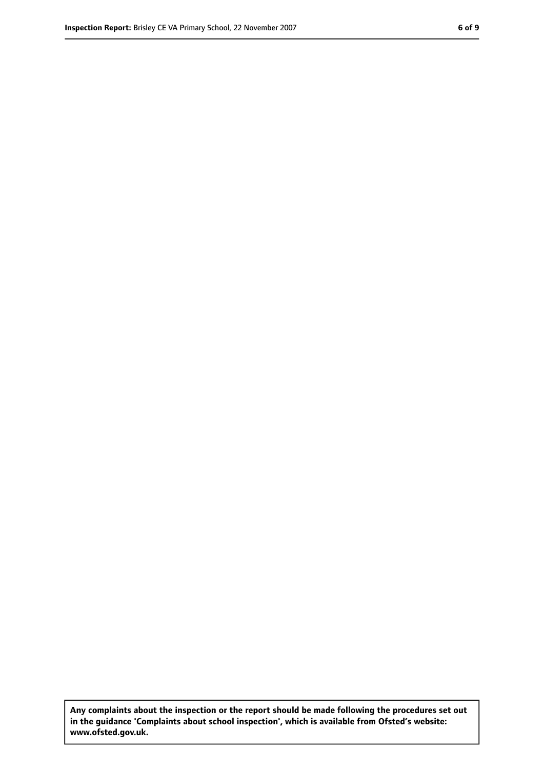**Any complaints about the inspection or the report should be made following the procedures set out in the guidance 'Complaints about school inspection', which is available from Ofsted's website: www.ofsted.gov.uk.**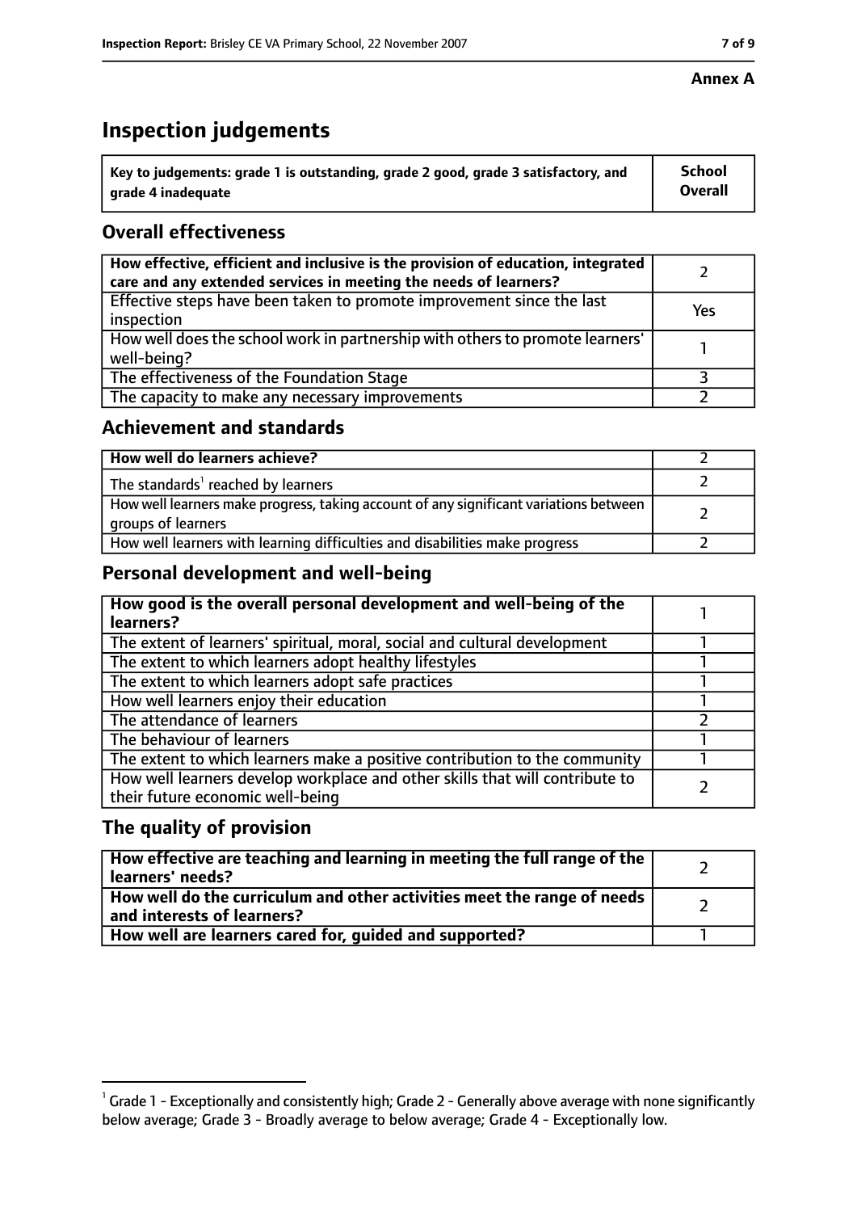**Annex A**

# Inspection judgements

| Key to judgements: grade 1 is outstanding, grade 2 good, grade 3 satisfactory, and grade 4 inadequate | School Overall |
|---|---|

## Overall effectiveness

| | |
|---|---|
| **How effective, efficient and inclusive is the provision of education, integrated care and any extended services in meeting the needs of learners?** | 2 |
| Effective steps have been taken to promote improvement since the last inspection | Yes |
| How well does the school work in partnership with others to promote learners' well-being? | 1 |
| The effectiveness of the Foundation Stage | 3 |
| The capacity to make any necessary improvements | 2 |

## Achievement and standards

| | |
|---|---|
| **How well do learners achieve?** | 2 |
| The standards[1] reached by learners | 2 |
| How well learners make progress, taking account of any significant variations between groups of learners | 2 |
| How well learners with learning difficulties and disabilities make progress | 2 |

## Personal development and well-being

| | |
|---|---|
| **How good is the overall personal development and well-being of the learners?** | 1 |
| The extent of learners' spiritual, moral, social and cultural development | 1 |
| The extent to which learners adopt healthy lifestyles | 1 |
| The extent to which learners adopt safe practices | 1 |
| How well learners enjoy their education | 1 |
| The attendance of learners | 2 |
| The behaviour of learners | 1 |
| The extent to which learners make a positive contribution to the community | 1 |
| How well learners develop workplace and other skills that will contribute to their future economic well-being | 2 |

## The quality of provision

| | |
|---|---|
| **How effective are teaching and learning in meeting the full range of the learners' needs?** | 2 |
| **How well do the curriculum and other activities meet the range of needs and interests of learners?** | 2 |
| **How well are learners cared for, guided and supported?** | 1 |

[1] Grade 1 - Exceptionally and consistently high; Grade 2 - Generally above average with none significantly below average; Grade 3 - Broadly average to below average; Grade 4 - Exceptionally low.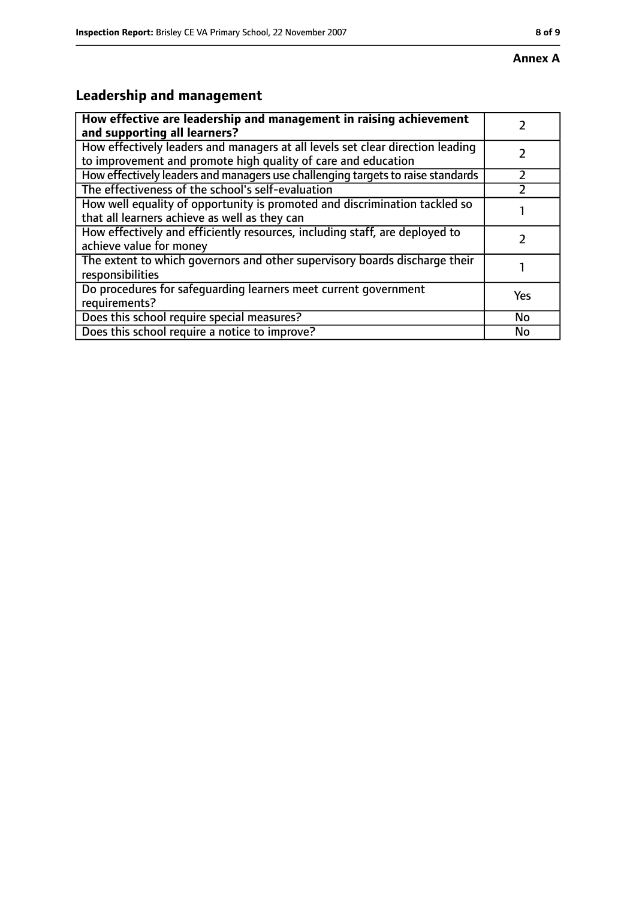**Annex A**

## Leadership and management

| **How effective are leadership and management in raising achievement and supporting all learners?** | 2 |
|---|---|
| How effectively leaders and managers at all levels set clear direction leading to improvement and promote high quality of care and education | 2 |
| How effectively leaders and managers use challenging targets to raise standards | 2 |
| The effectiveness of the school's self-evaluation | 2 |
| How well equality of opportunity is promoted and discrimination tackled so that all learners achieve as well as they can | 1 |
| How effectively and efficiently resources, including staff, are deployed to achieve value for money | 2 |
| The extent to which governors and other supervisory boards discharge their responsibilities | 1 |
| Do procedures for safeguarding learners meet current government requirements? | Yes |
| Does this school require special measures? | No |
| Does this school require a notice to improve? | No |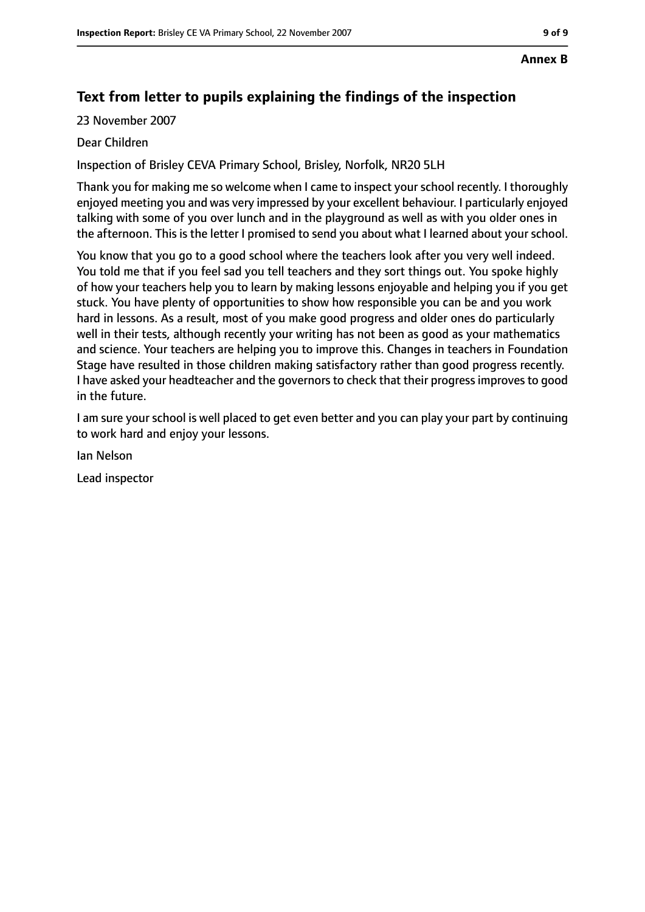**Annex B**

## Text from letter to pupils explaining the findings of the inspection

23 November 2007

Dear Children

Inspection of Brisley CEVA Primary School, Brisley, Norfolk, NR20 5LH

Thank you for making me so welcome when I came to inspect your school recently. I thoroughly enjoyed meeting you and was very impressed by your excellent behaviour. I particularly enjoyed talking with some of you over lunch and in the playground as well as with you older ones in the afternoon. This is the letter I promised to send you about what I learned about your school.

You know that you go to a good school where the teachers look after you very well indeed. You told me that if you feel sad you tell teachers and they sort things out. You spoke highly of how your teachers help you to learn by making lessons enjoyable and helping you if you get stuck. You have plenty of opportunities to show how responsible you can be and you work hard in lessons. As a result, most of you make good progress and older ones do particularly well in their tests, although recently your writing has not been as good as your mathematics and science. Your teachers are helping you to improve this. Changes in teachers in Foundation Stage have resulted in those children making satisfactory rather than good progress recently. I have asked your headteacher and the governors to check that their progress improves to good in the future.

I am sure your school is well placed to get even better and you can play your part by continuing to work hard and enjoy your lessons.

Ian Nelson

Lead inspector